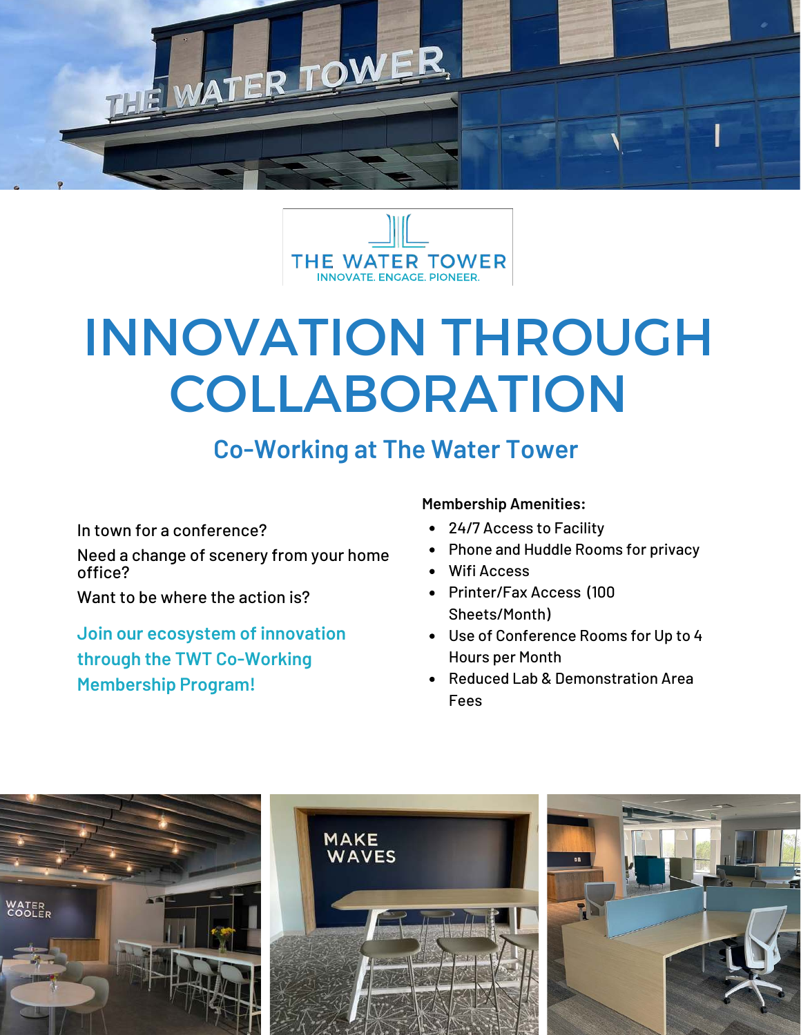THE WATER TOWER
INNOVATE. ENGAGE. PIONEER.

# INNOVATION THROUGH COLLABORATION

## Co-Working at The Water Tower

In town for a conference?

Need a change of scenery from your home office?

Want to be where the action is?

**Join our ecosystem of innovation through the TWT Co-Working Membership Program!**

**Membership Amenities:**

- 24/7 Access to Facility
- Phone and Huddle Rooms for privacy
- Wifi Access
- Printer/Fax Access (100 Sheets/Month)
- Use of Conference Rooms for Up to 4 Hours per Month
- Reduced Lab & Demonstration Area Fees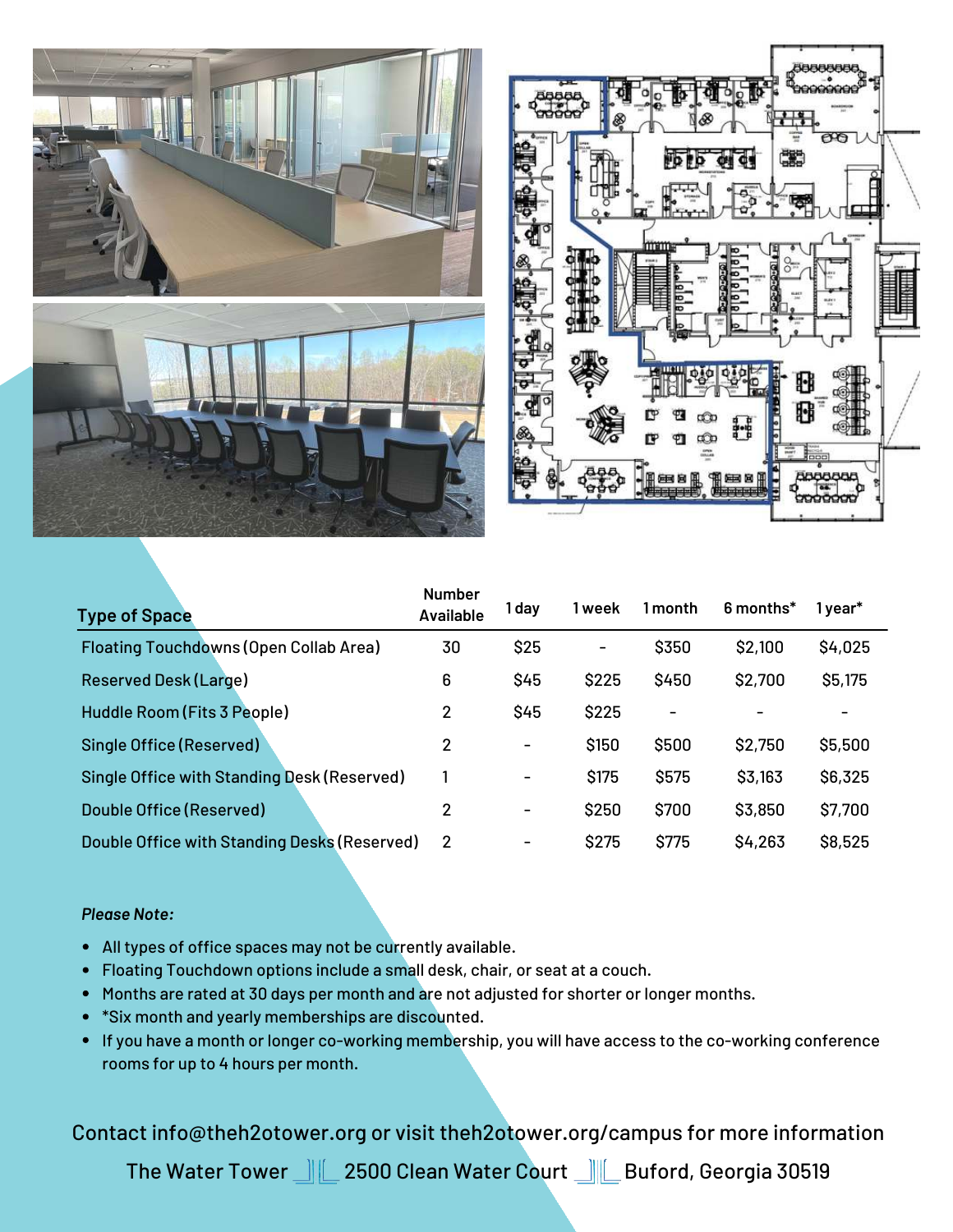| Type of Space | Number Available | 1 day | 1 week | 1 month | 6 months* | 1 year* |
|---|---|---|---|---|---|---|
| Floating Touchdowns (Open Collab Area) | 30 | $25 | - | $350 | $2,100 | $4,025 |
| Reserved Desk (Large) | 6 | $45 | $225 | $450 | $2,700 | $5,175 |
| Huddle Room (Fits 3 People) | 2 | $45 | $225 | - | - | - |
| Single Office (Reserved) | 2 | - | $150 | $500 | $2,750 | $5,500 |
| Single Office with Standing Desk (Reserved) | 1 | - | $175 | $575 | $3,163 | $6,325 |
| Double Office (Reserved) | 2 | - | $250 | $700 | $3,850 | $7,700 |
| Double Office with Standing Desks (Reserved) | 2 | - | $275 | $775 | $4,263 | $8,525 |

***Please Note:***

- All types of office spaces may not be currently available.
- Floating Touchdown options include a small desk, chair, or seat at a couch.
- Months are rated at 30 days per month and are not adjusted for shorter or longer months.
- *Six month and yearly memberships are discounted.
- If you have a month or longer co-working membership, you will have access to the co-working conference rooms for up to 4 hours per month.

Contact info@theh2otower.org or visit theh2otower.org/campus for more information

The Water Tower | 2500 Clean Water Court | Buford, Georgia 30519